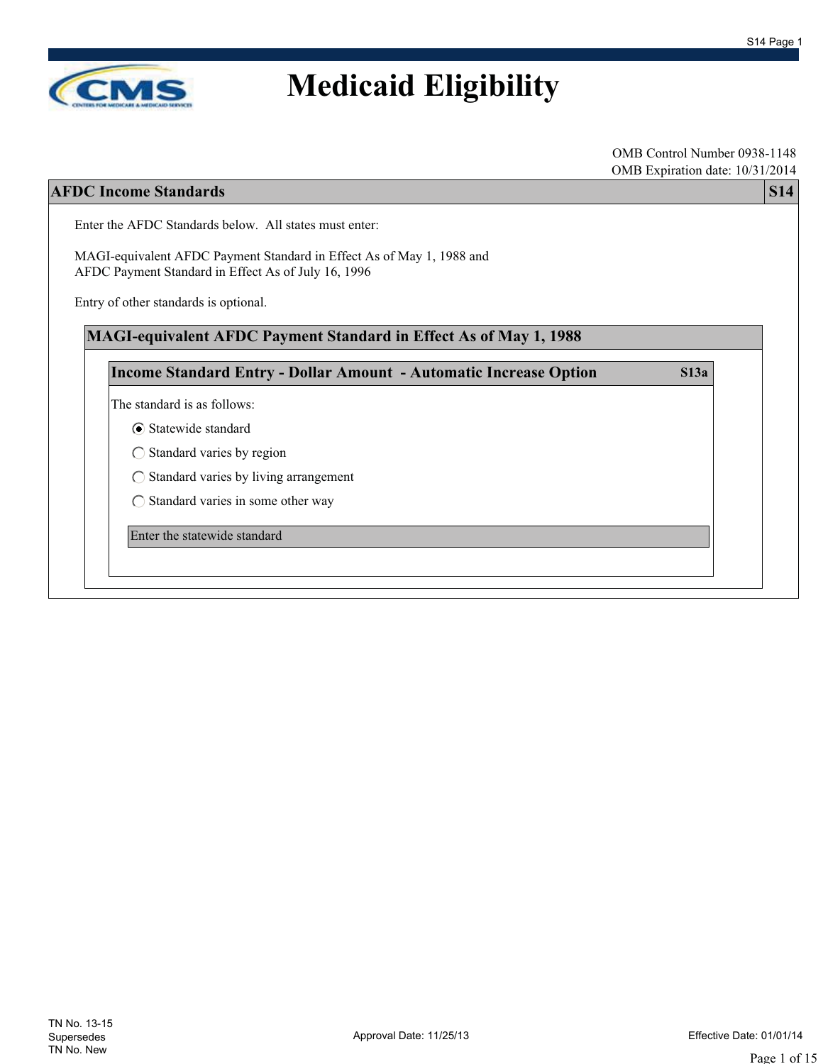# Medicaid Eligibility

OMB Control Number 0938-1148
OMB Expiration date: 10/31/2014

## AFDC Income Standards — S14

Enter the AFDC Standards below. All states must enter:

MAGI-equivalent AFDC Payment Standard in Effect As of May 1, 1988 and
AFDC Payment Standard in Effect As of July 16, 1996

Entry of other standards is optional.

### MAGI-equivalent AFDC Payment Standard in Effect As of May 1, 1988

#### Income Standard Entry - Dollar Amount - Automatic Increase Option — S13a

The standard is as follows:

- (●) Statewide standard
- ( ) Standard varies by region
- ( ) Standard varies by living arrangement
- ( ) Standard varies in some other way

Enter the statewide standard

TN No. 13-15
Supersedes
TN No. New

Approval Date: 11/25/13

Effective Date: 01/01/14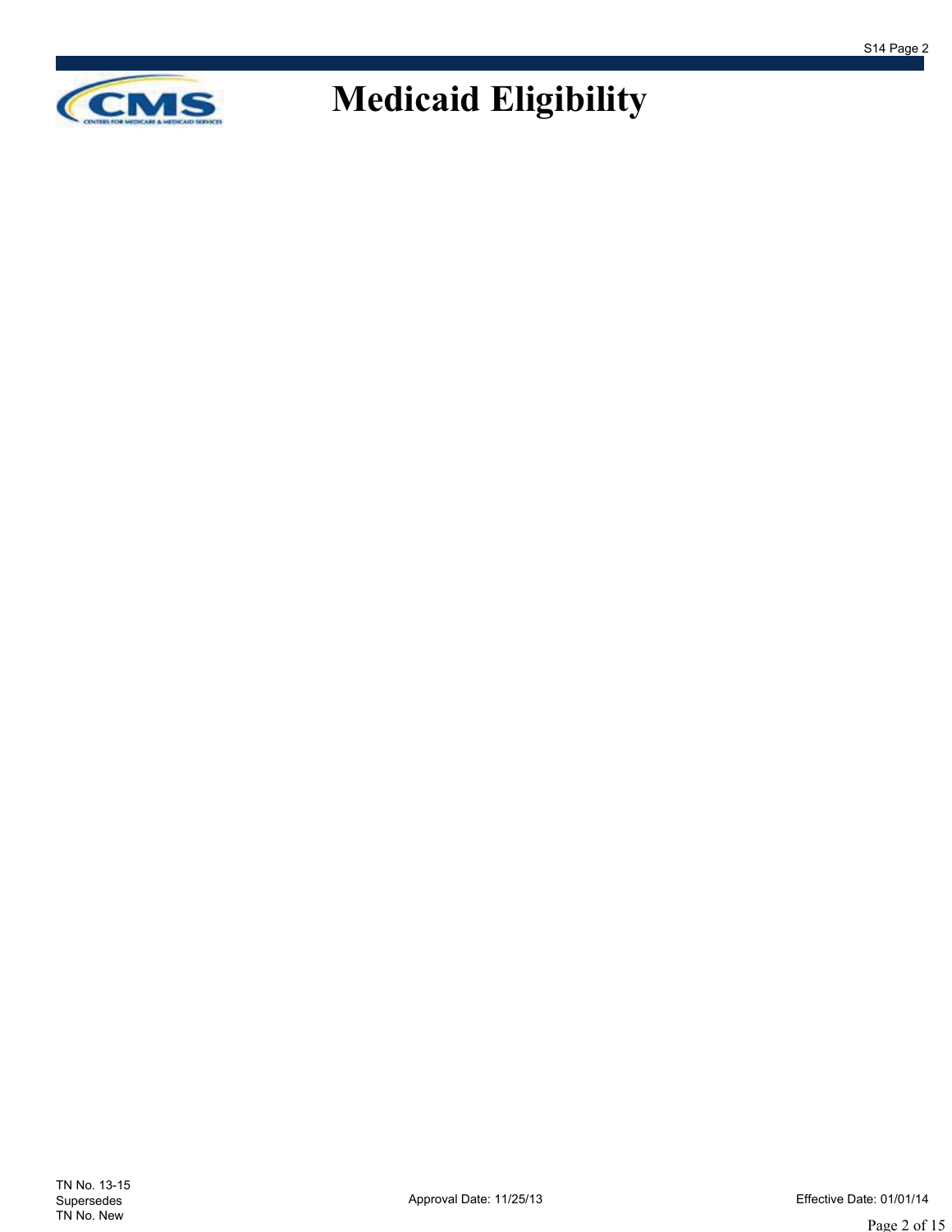# Medicaid Eligibility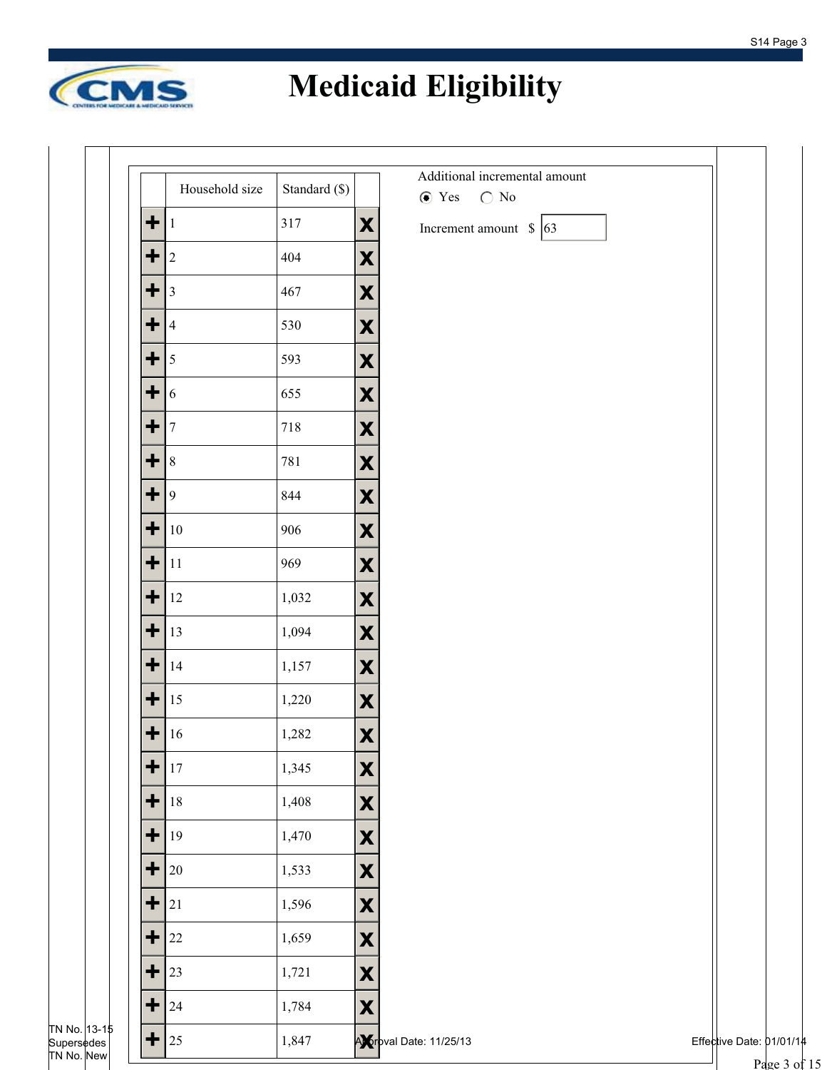# Medicaid Eligibility

| Household size | Standard ($) |
|---|---|
| 1 | 317 |
| 2 | 404 |
| 3 | 467 |
| 4 | 530 |
| 5 | 593 |
| 6 | 655 |
| 7 | 718 |
| 8 | 781 |
| 9 | 844 |
| 10 | 906 |
| 11 | 969 |
| 12 | 1,032 |
| 13 | 1,094 |
| 14 | 1,157 |
| 15 | 1,220 |
| 16 | 1,282 |
| 17 | 1,345 |
| 18 | 1,408 |
| 19 | 1,470 |
| 20 | 1,533 |
| 21 | 1,596 |
| 22 | 1,659 |
| 23 | 1,721 |
| 24 | 1,784 |
| 25 | 1,847 |

Additional incremental amount

(•) Yes ( ) No

Increment amount $ 63

TN No. 13-15
Supersedes
TN No. New

Approval Date: 11/25/13

Effective Date: 01/01/14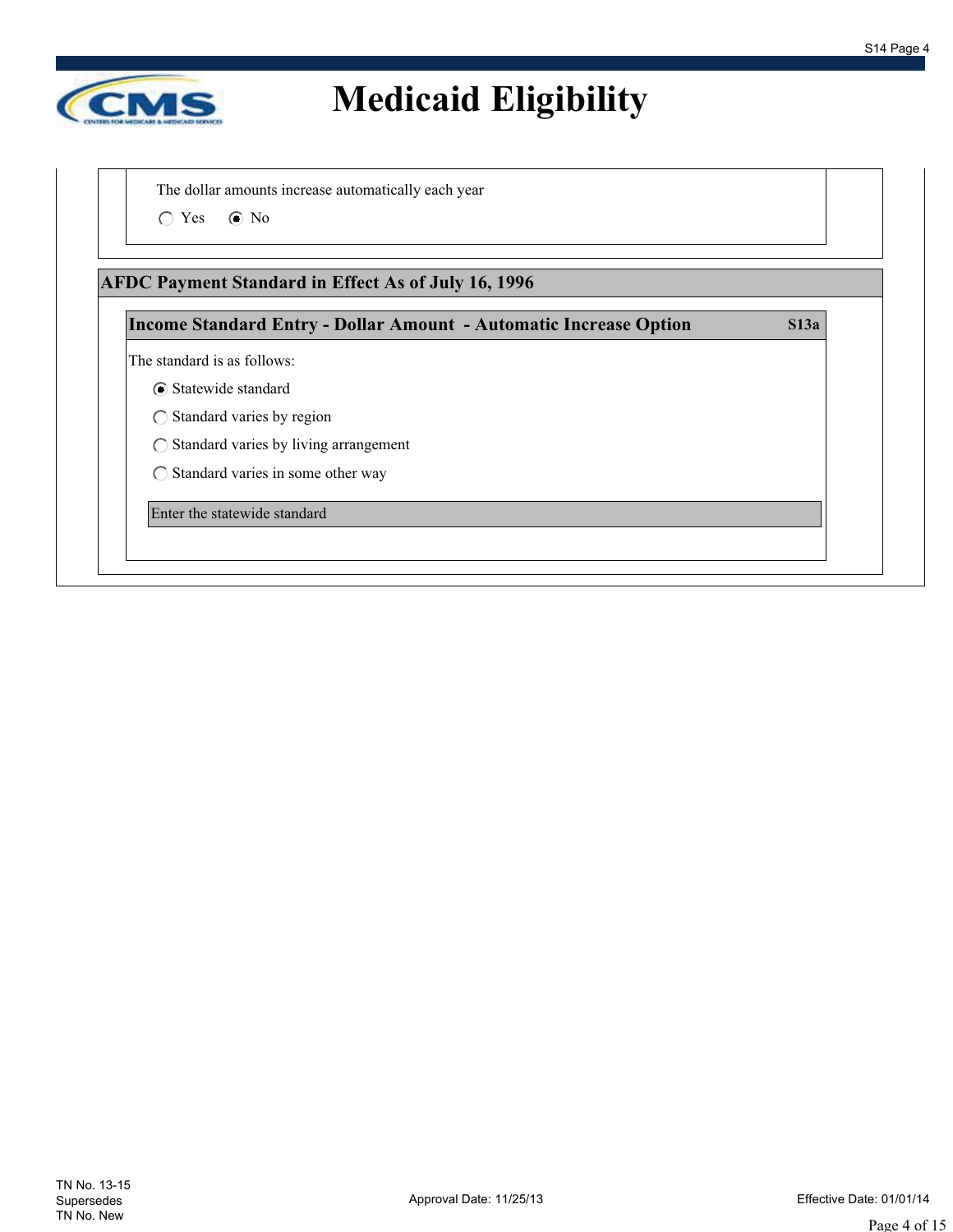The dollar amounts increase automatically each year

◯ Yes ◉ No

## AFDC Payment Standard in Effect As of July 16, 1996

### Income Standard Entry - Dollar Amount - Automatic Increase Option S13a

The standard is as follows:

◉ Statewide standard

◯ Standard varies by region

◯ Standard varies by living arrangement

◯ Standard varies in some other way

Enter the statewide standard

TN No. 13-15
Supersedes
TN No. New

Approval Date: 11/25/13

Effective Date: 01/01/14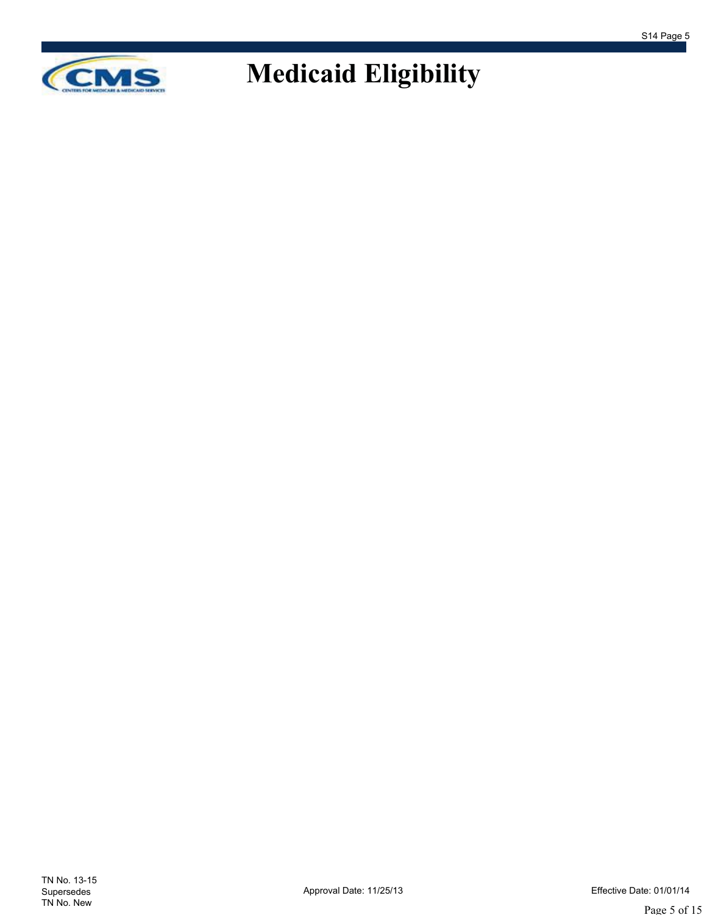# Medicaid Eligibility

TN No. 13-15
Supersedes
TN No. New

Approval Date: 11/25/13

Effective Date: 01/01/14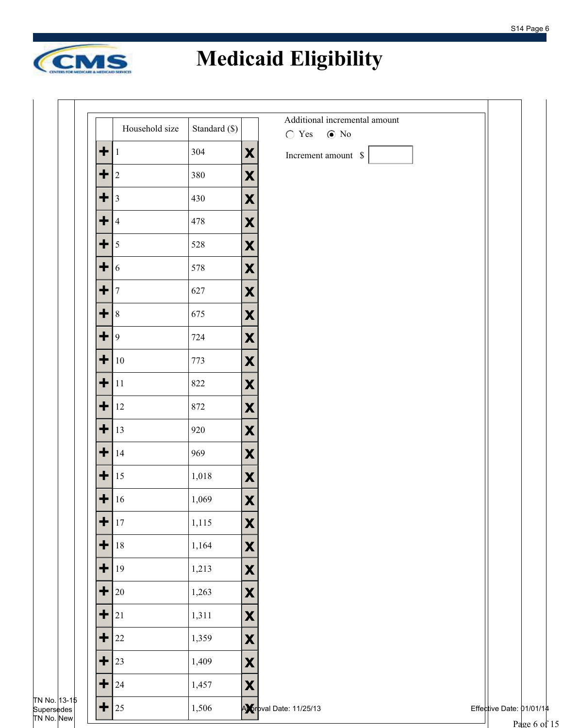# Medicaid Eligibility

| Household size | Standard ($) |
|---|---|
| 1 | 304 |
| 2 | 380 |
| 3 | 430 |
| 4 | 478 |
| 5 | 528 |
| 6 | 578 |
| 7 | 627 |
| 8 | 675 |
| 9 | 724 |
| 10 | 773 |
| 11 | 822 |
| 12 | 872 |
| 13 | 920 |
| 14 | 969 |
| 15 | 1,018 |
| 16 | 1,069 |
| 17 | 1,115 |
| 18 | 1,164 |
| 19 | 1,213 |
| 20 | 1,263 |
| 21 | 1,311 |
| 22 | 1,359 |
| 23 | 1,409 |
| 24 | 1,457 |
| 25 | 1,506 |

Additional incremental amount

○ Yes ◉ No

Increment amount $

TN No. 13-15
Supersedes
TN No. New

Approval Date: 11/25/13

Effective Date: 01/01/14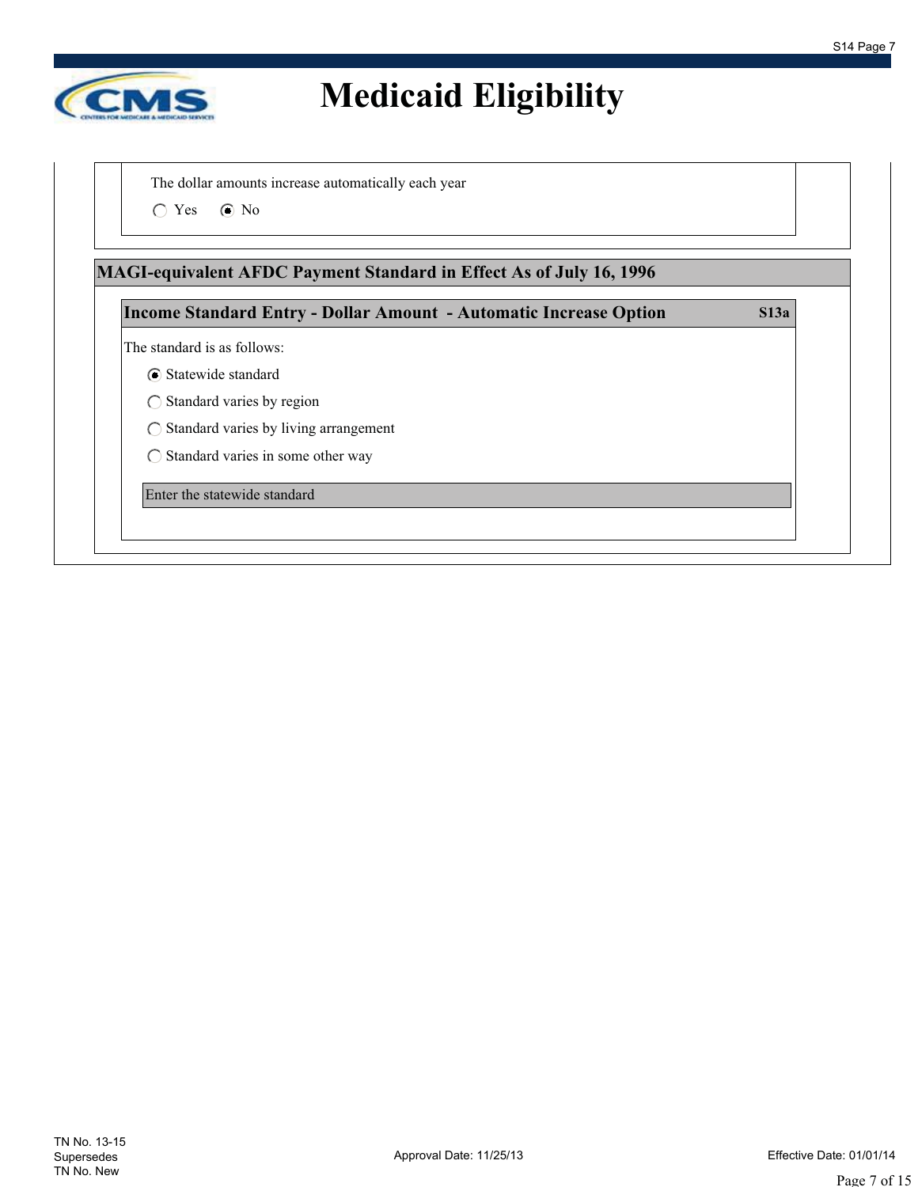The dollar amounts increase automatically each year

○ Yes ◉ No

## MAGI-equivalent AFDC Payment Standard in Effect As of July 16, 1996

### Income Standard Entry - Dollar Amount - Automatic Increase Option S13a

The standard is as follows:

◉ Statewide standard

○ Standard varies by region

○ Standard varies by living arrangement

○ Standard varies in some other way

Enter the statewide standard

TN No. 13-15
Supersedes
TN No. New

Approval Date: 11/25/13

Effective Date: 01/01/14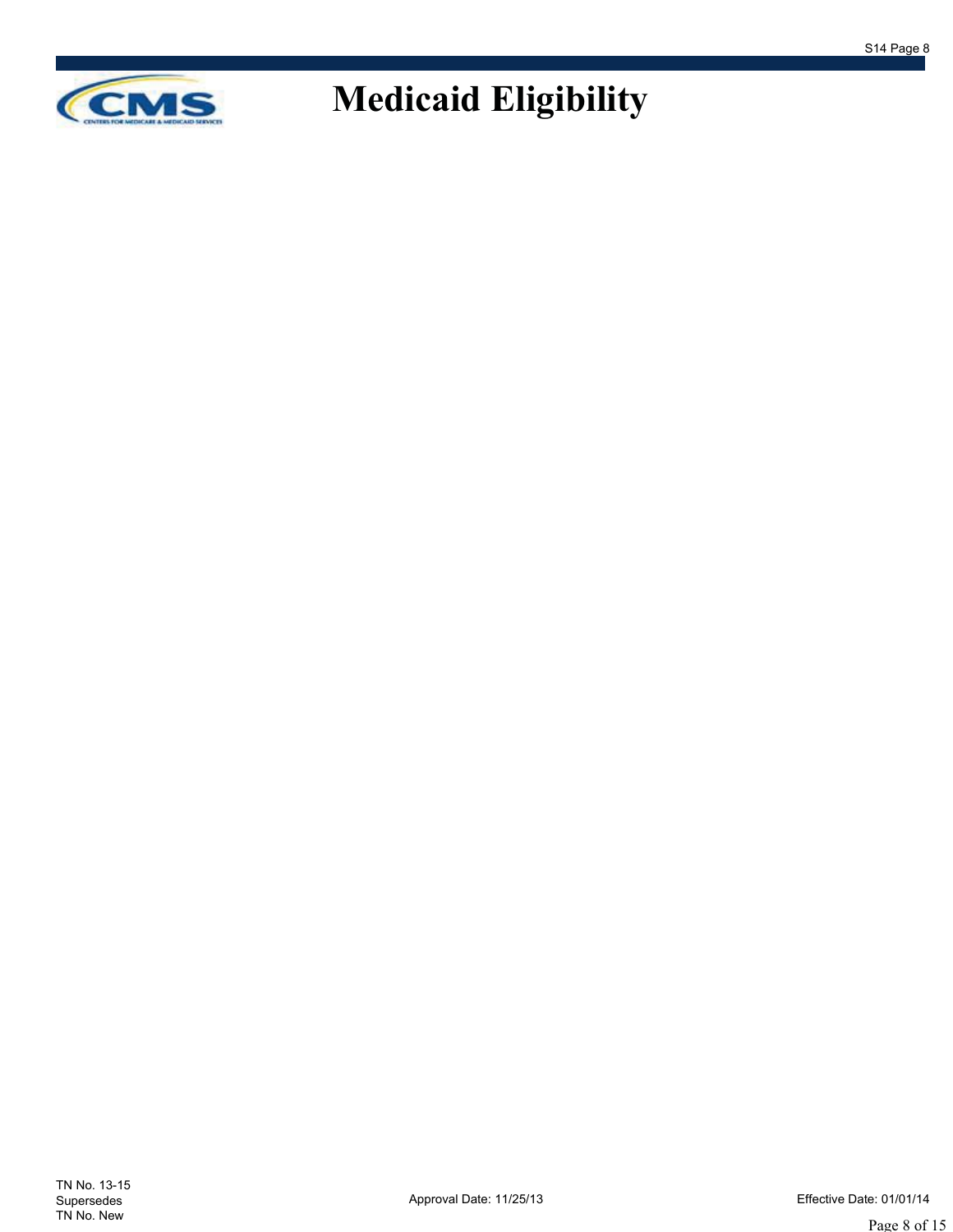# Medicaid Eligibility

TN No. 13-15
Supersedes
TN No. New

Approval Date: 11/25/13

Effective Date: 01/01/14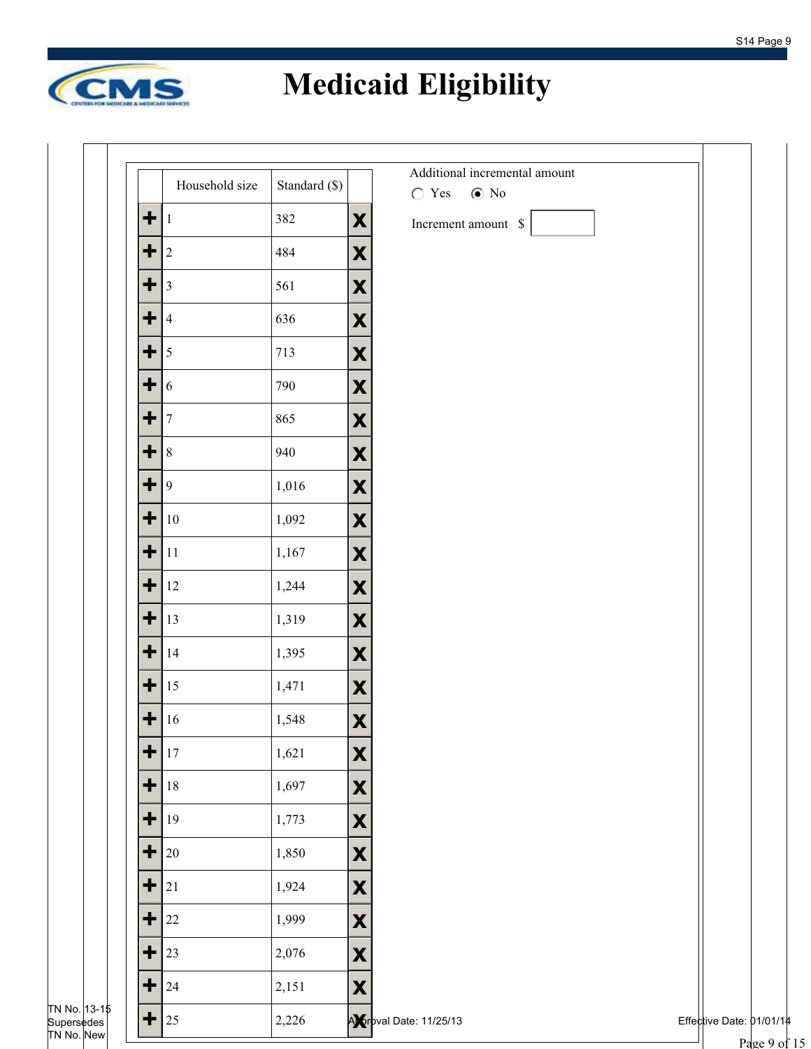# Medicaid Eligibility

| Household size | Standard ($) |
|---|---|
| 1 | 382 |
| 2 | 484 |
| 3 | 561 |
| 4 | 636 |
| 5 | 713 |
| 6 | 790 |
| 7 | 865 |
| 8 | 940 |
| 9 | 1,016 |
| 10 | 1,092 |
| 11 | 1,167 |
| 12 | 1,244 |
| 13 | 1,319 |
| 14 | 1,395 |
| 15 | 1,471 |
| 16 | 1,548 |
| 17 | 1,621 |
| 18 | 1,697 |
| 19 | 1,773 |
| 20 | 1,850 |
| 21 | 1,924 |
| 22 | 1,999 |
| 23 | 2,076 |
| 24 | 2,151 |
| 25 | 2,226 |

Additional incremental amount

○ Yes ◉ No

Increment amount $

TN No. 13-15
Supersedes
TN No. New

Approval Date: 11/25/13

Effective Date: 01/01/14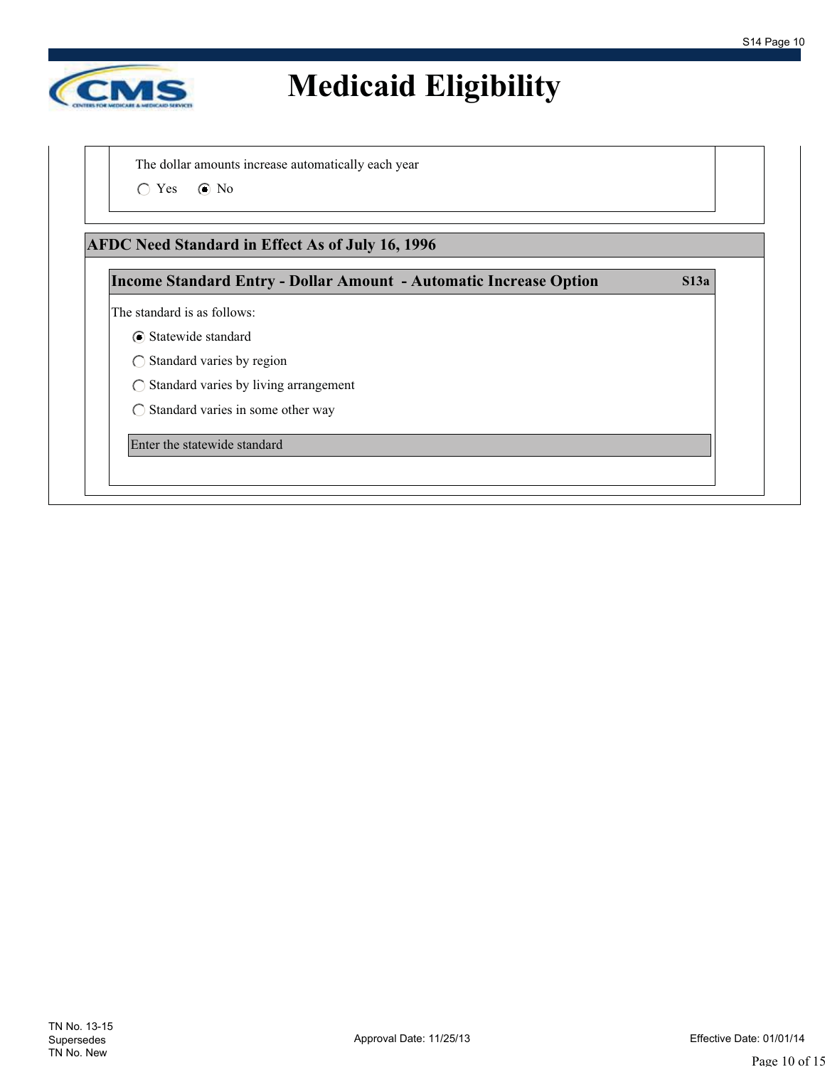# Medicaid Eligibility

The dollar amounts increase automatically each year

○ Yes ◉ No

## AFDC Need Standard in Effect As of July 16, 1996

### Income Standard Entry - Dollar Amount - Automatic Increase Option S13a

The standard is as follows:

◉ Statewide standard

○ Standard varies by region

○ Standard varies by living arrangement

○ Standard varies in some other way

Enter the statewide standard

TN No. 13-15
Supersedes
TN No. New

Approval Date: 11/25/13

Effective Date: 01/01/14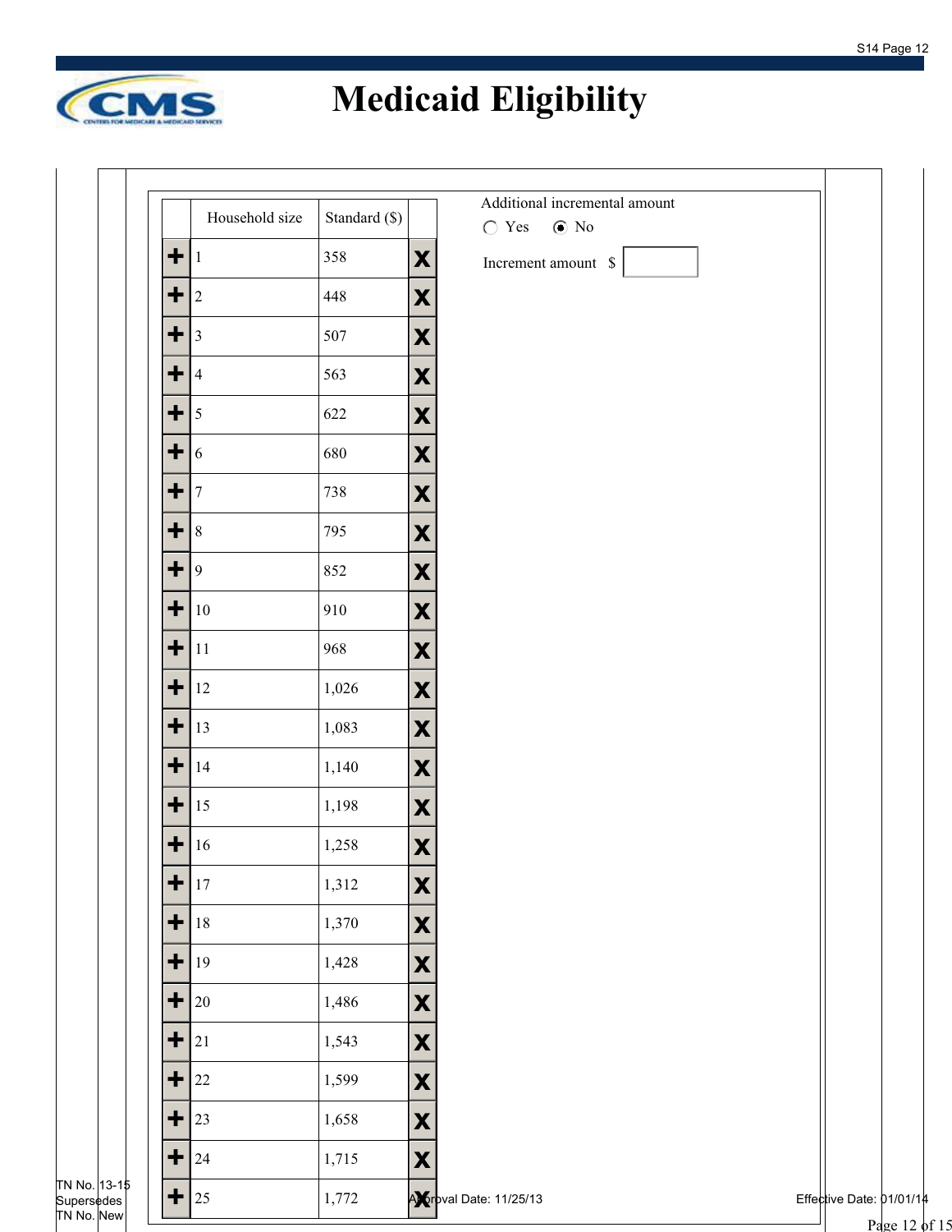# Medicaid Eligibility

| Household size | Standard ($) |
|---|---|
| 1 | 358 |
| 2 | 448 |
| 3 | 507 |
| 4 | 563 |
| 5 | 622 |
| 6 | 680 |
| 7 | 738 |
| 8 | 795 |
| 9 | 852 |
| 10 | 910 |
| 11 | 968 |
| 12 | 1,026 |
| 13 | 1,083 |
| 14 | 1,140 |
| 15 | 1,198 |
| 16 | 1,258 |
| 17 | 1,312 |
| 18 | 1,370 |
| 19 | 1,428 |
| 20 | 1,486 |
| 21 | 1,543 |
| 22 | 1,599 |
| 23 | 1,658 |
| 24 | 1,715 |
| 25 | 1,772 |

Additional incremental amount

○ Yes ◉ No

Increment amount $ 

TN No. 13-15
Supersedes
TN No. New

Approval Date: 11/25/13

Effective Date: 01/01/14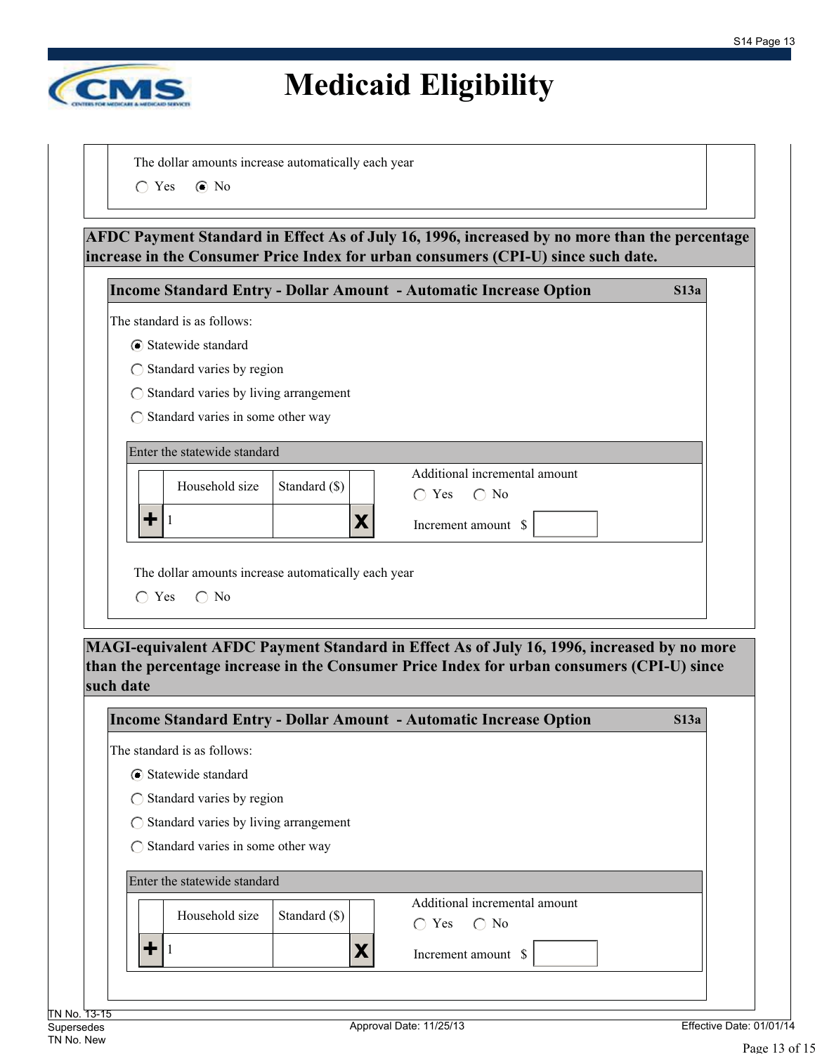The dollar amounts increase automatically each year

◯ Yes ◉ No

**AFDC Payment Standard in Effect As of July 16, 1996, increased by no more than the percentage increase in the Consumer Price Index for urban consumers (CPI-U) since such date.**

**Income Standard Entry - Dollar Amount - Automatic Increase Option** **S13a**

The standard is as follows:

◉ Statewide standard

◯ Standard varies by region

◯ Standard varies by living arrangement

◯ Standard varies in some other way

Enter the statewide standard

| Household size | Standard ($) |
|---|---|
| 1 | |

Additional incremental amount

◯ Yes ◯ No

Increment amount $

The dollar amounts increase automatically each year

◯ Yes ◯ No

**MAGI-equivalent AFDC Payment Standard in Effect As of July 16, 1996, increased by no more than the percentage increase in the Consumer Price Index for urban consumers (CPI-U) since such date**

**Income Standard Entry - Dollar Amount - Automatic Increase Option** **S13a**

The standard is as follows:

◉ Statewide standard

◯ Standard varies by region

◯ Standard varies by living arrangement

◯ Standard varies in some other way

Enter the statewide standard

| Household size | Standard ($) |
|---|---|
| 1 | |

Additional incremental amount

◯ Yes ◯ No

Increment amount $

TN No. 13-15
Supersedes
TN No. New

Approval Date: 11/25/13

Effective Date: 01/01/14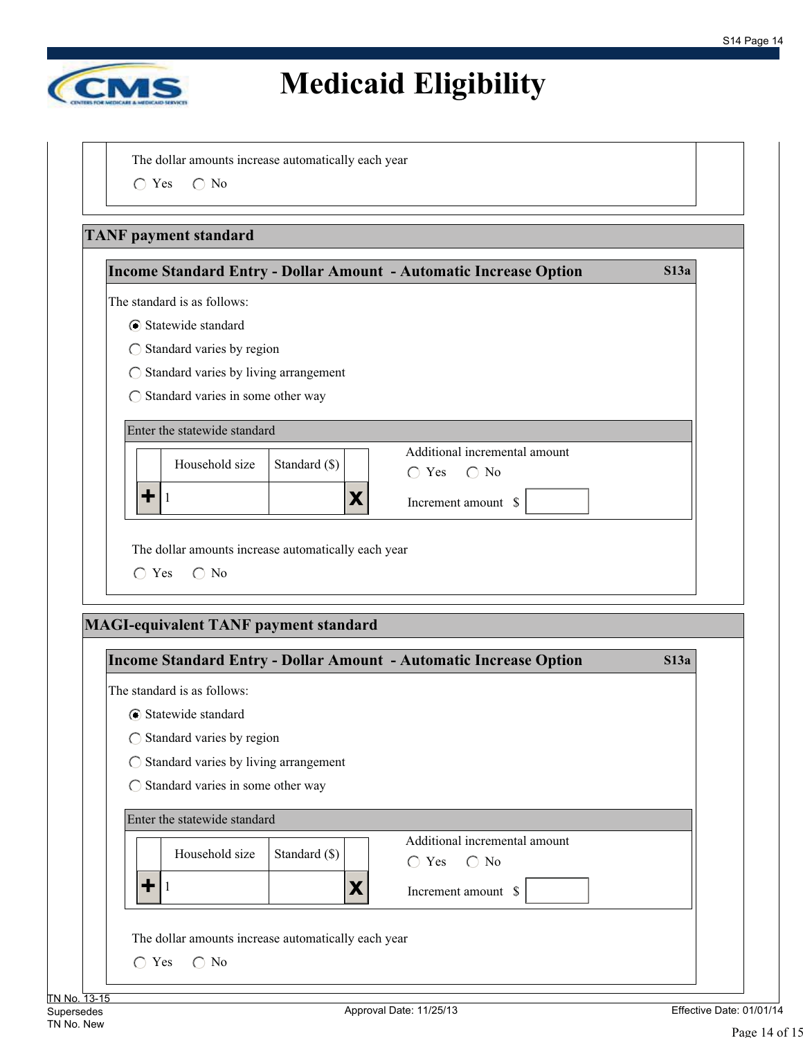The dollar amounts increase automatically each year

◯ Yes ◯ No

## TANF payment standard

### Income Standard Entry - Dollar Amount - Automatic Increase Option — S13a

The standard is as follows:

◉ Statewide standard

◯ Standard varies by region

◯ Standard varies by living arrangement

◯ Standard varies in some other way

Enter the statewide standard

| | Household size | Standard ($) | |
|---|---|---|---|
| + | 1 | | X |

Additional incremental amount

◯ Yes ◯ No

Increment amount $

The dollar amounts increase automatically each year

◯ Yes ◯ No

## MAGI-equivalent TANF payment standard

### Income Standard Entry - Dollar Amount - Automatic Increase Option — S13a

The standard is as follows:

◉ Statewide standard

◯ Standard varies by region

◯ Standard varies by living arrangement

◯ Standard varies in some other way

Enter the statewide standard

| | Household size | Standard ($) | |
|---|---|---|---|
| + | 1 | | X |

Additional incremental amount

◯ Yes ◯ No

Increment amount $

The dollar amounts increase automatically each year

◯ Yes ◯ No

TN No. 13-15
Supersedes
TN No. New

Approval Date: 11/25/13

Effective Date: 01/01/14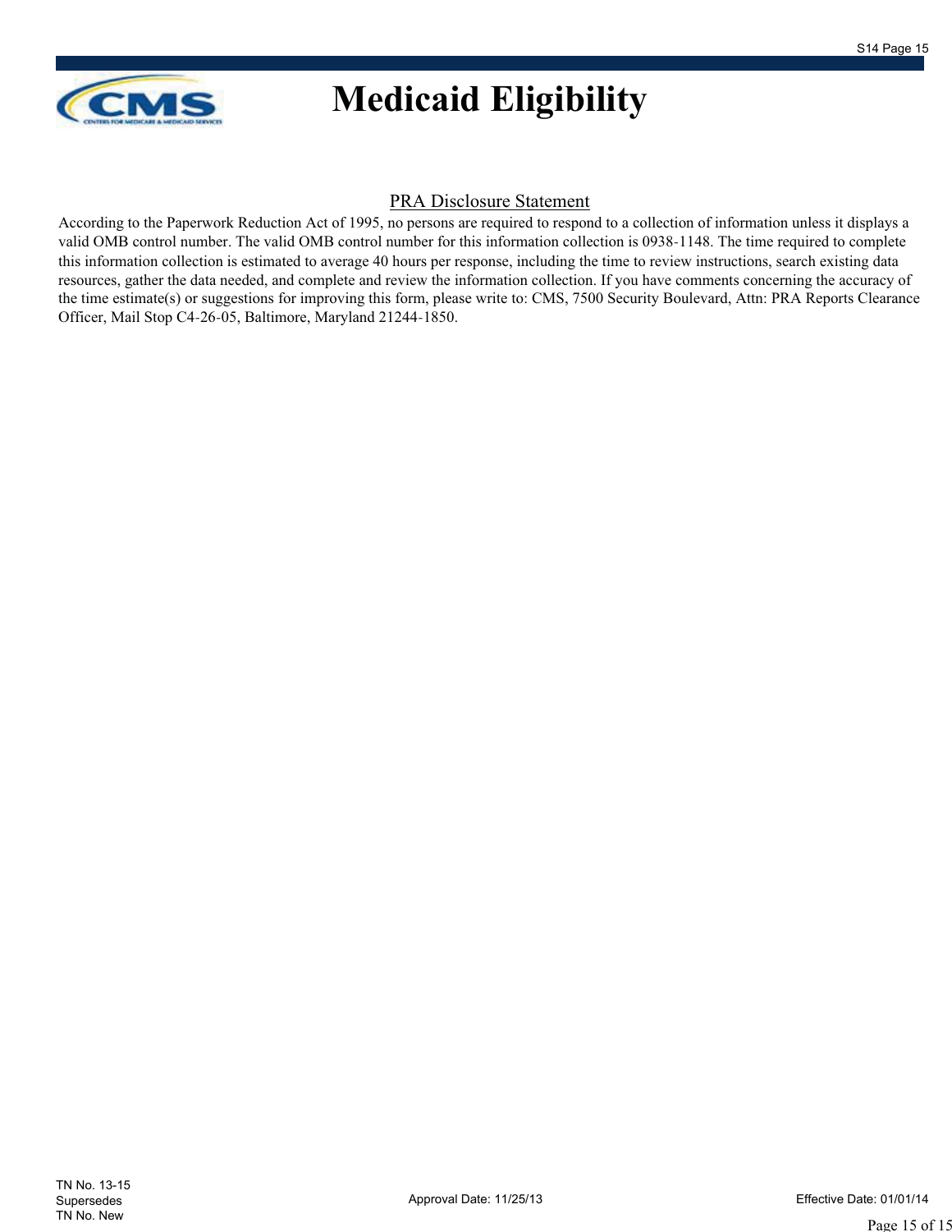# Medicaid Eligibility

## PRA Disclosure Statement

According to the Paperwork Reduction Act of 1995, no persons are required to respond to a collection of information unless it displays a valid OMB control number. The valid OMB control number for this information collection is 0938-1148. The time required to complete this information collection is estimated to average 40 hours per response, including the time to review instructions, search existing data resources, gather the data needed, and complete and review the information collection. If you have comments concerning the accuracy of the time estimate(s) or suggestions for improving this form, please write to: CMS, 7500 Security Boulevard, Attn: PRA Reports Clearance Officer, Mail Stop C4-26-05, Baltimore, Maryland 21244-1850.

TN No. 13-15
Supersedes
TN No. New

Approval Date: 11/25/13

Effective Date: 01/01/14